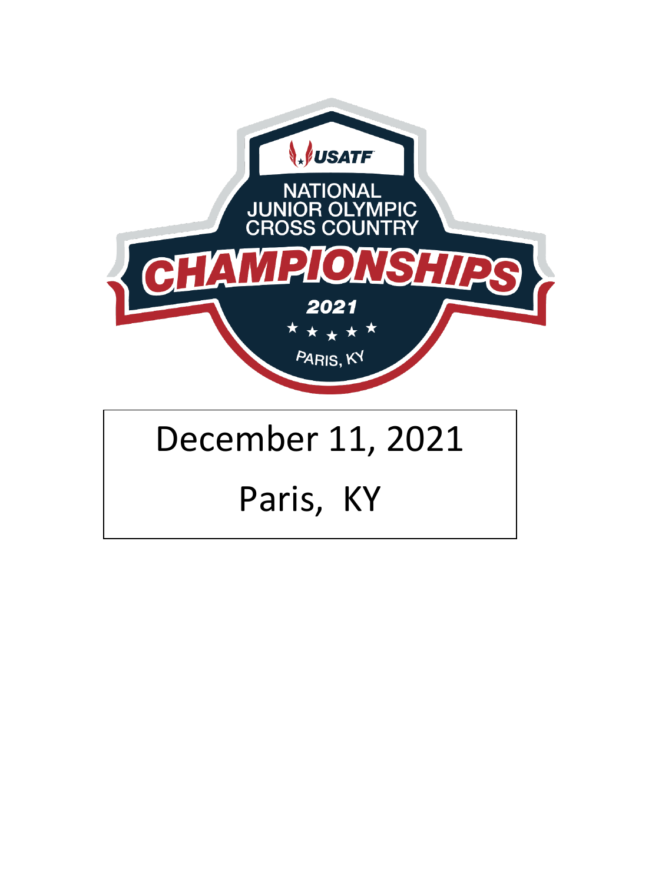USATF

NATIONAL JUNIOR OLYMPIC CROSS COUNTRY

# CHAMPIONSHIPS

2021

PARIS, KY

December 11, 2021

Paris, KY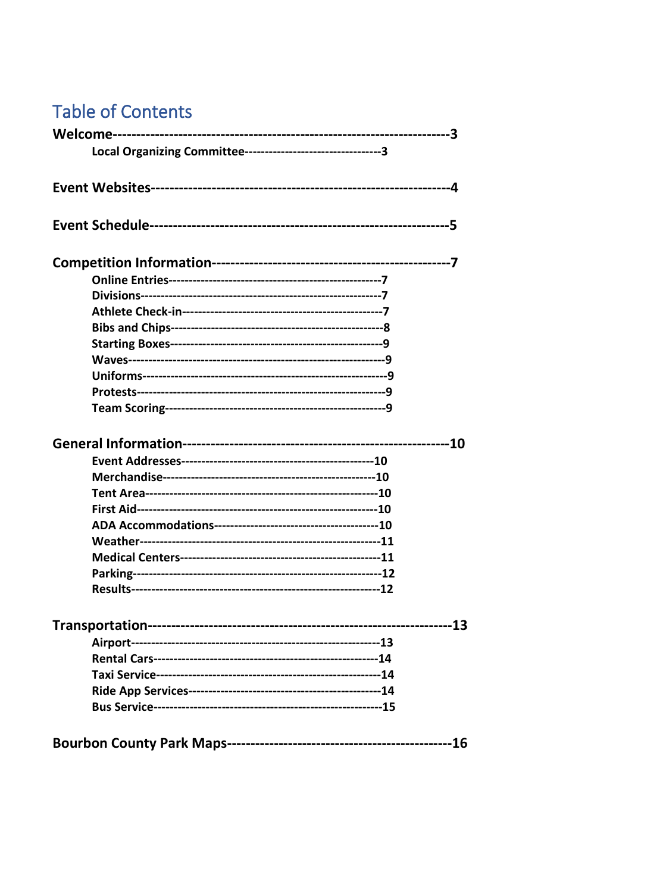# Table of Contents

**Welcome---------------------------------------------------------------------3**

- **Local Organizing Committee---------------------------------3**

**Event Websites--------------------------------------------------------------4**

**Event Schedule--------------------------------------------------------------5**

**Competition Information-------------------------------------------------7**

- **Online Entries---------------------------------------------------7**
- **Divisions---------------------------------------------------------7**
- **Athlete Check-in-----------------------------------------------7**
- **Bibs and Chips--------------------------------------------------8**
- **Starting Boxes---------------------------------------------------9**
- **Waves-------------------------------------------------------------9**
- **Uniforms----------------------------------------------------------9**
- **Protests-----------------------------------------------------------9**
- **Team Scoring----------------------------------------------------9**

**General Information------------------------------------------------------10**

- **Event Addresses----------------------------------------------10**
- **Merchandise---------------------------------------------------10**
- **Tent Area--------------------------------------------------------10**
- **First Aid---------------------------------------------------------10**
- **ADA Accommodations----------------------------------------10**
- **Weather----------------------------------------------------------11**
- **Medical Centers-------------------------------------------------11**
- **Parking-----------------------------------------------------------12**
- **Results------------------------------------------------------------12**

**Transportation---------------------------------------------------------------13**

- **Airport------------------------------------------------------------13**
- **Rental Cars-------------------------------------------------------14**
- **Taxi Service------------------------------------------------------14**
- **Ride App Services-----------------------------------------------14**
- **Bus Service-------------------------------------------------------15**

**Bourbon County Park Maps-----------------------------------------------16**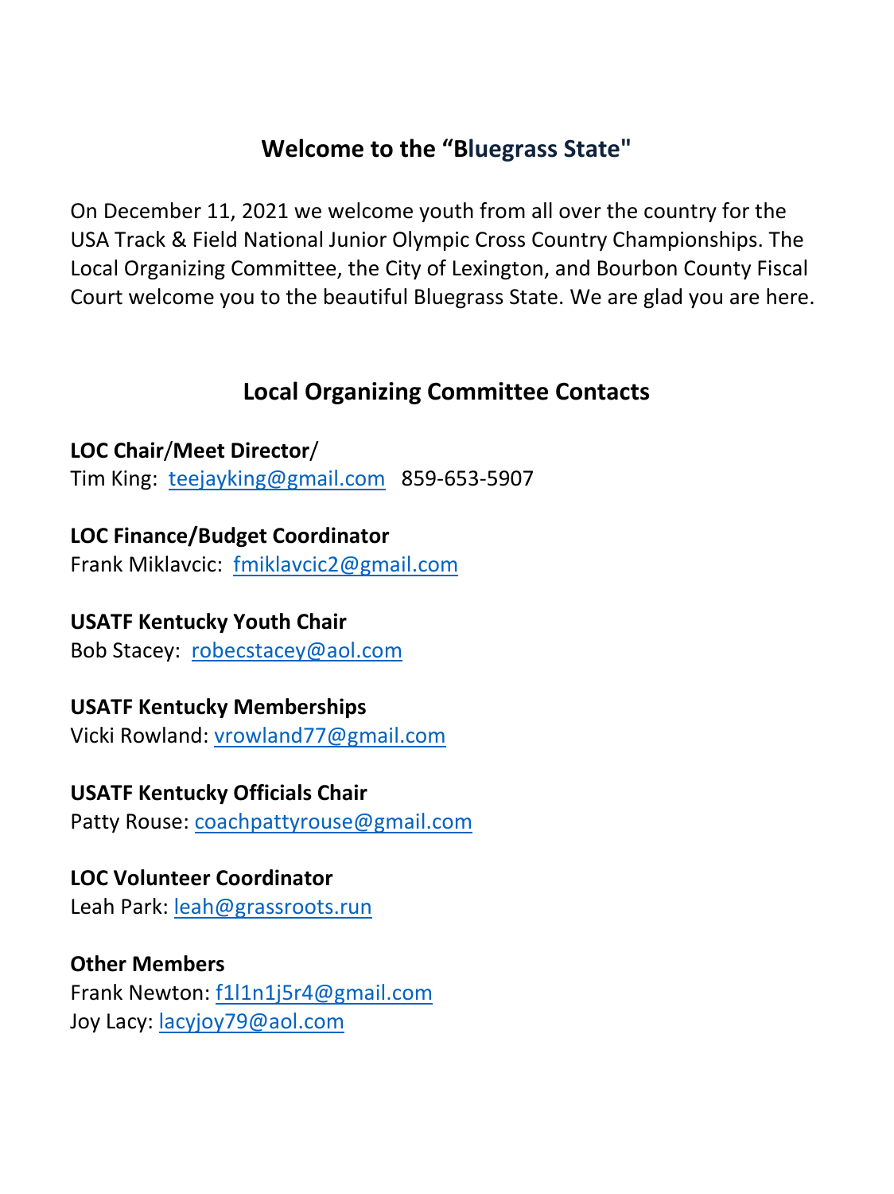## Welcome to the "Bluegrass State"

On December 11, 2021 we welcome youth from all over the country for the USA Track & Field National Junior Olympic Cross Country Championships. The Local Organizing Committee, the City of Lexington, and Bourbon County Fiscal Court welcome you to the beautiful Bluegrass State. We are glad you are here.

## Local Organizing Committee Contacts

**LOC Chair/Meet Director/**
Tim King: teejayking@gmail.com 859-653-5907

**LOC Finance/Budget Coordinator**
Frank Miklavcic: fmiklavcic2@gmail.com

**USATF Kentucky Youth Chair**
Bob Stacey: robecstacey@aol.com

**USATF Kentucky Memberships**
Vicki Rowland: vrowland77@gmail.com

**USATF Kentucky Officials Chair**
Patty Rouse: coachpattyrouse@gmail.com

**LOC Volunteer Coordinator**
Leah Park: leah@grassroots.run

**Other Members**
Frank Newton: f1l1n1j5r4@gmail.com
Joy Lacy: lacyjoy79@aol.com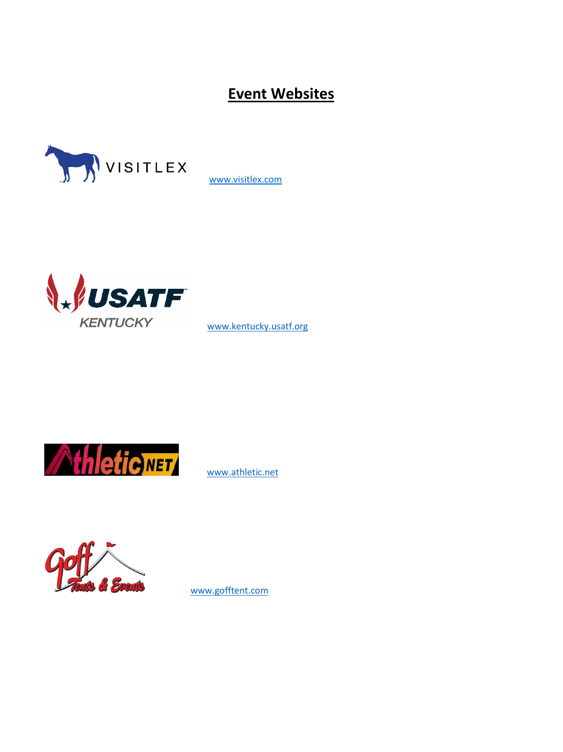# Event Websites

www.visitlex.com

www.kentucky.usatf.org

www.athletic.net

www.gofftent.com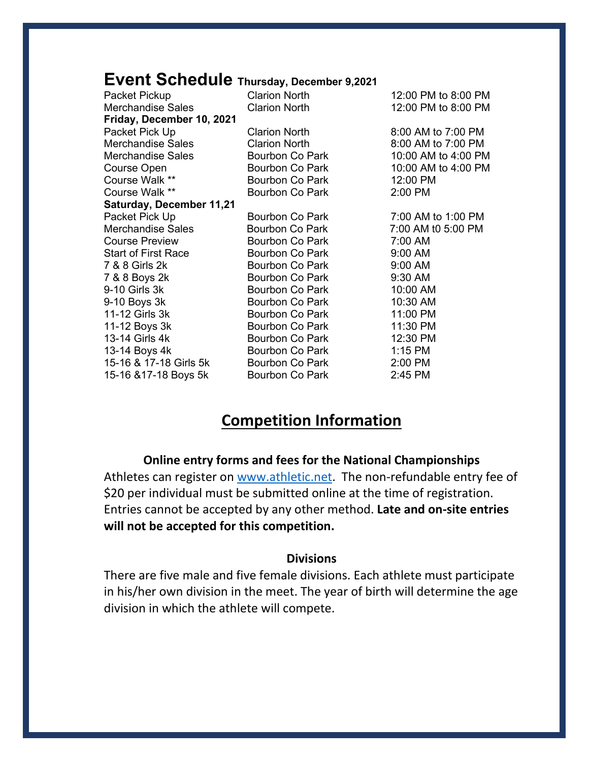# Event Schedule **Thursday, December 9,2021**

| | | |
|---|---|---|
| Packet Pickup | Clarion North | 12:00 PM to 8:00 PM |
| Merchandise Sales | Clarion North | 12:00 PM to 8:00 PM |
| **Friday, December 10, 2021** | | |
| Packet Pick Up | Clarion North | 8:00 AM to 7:00 PM |
| Merchandise Sales | Clarion North | 8:00 AM to 7:00 PM |
| Merchandise Sales | Bourbon Co Park | 10:00 AM to 4:00 PM |
| Course Open | Bourbon Co Park | 10:00 AM to 4:00 PM |
| Course Walk ** | Bourbon Co Park | 12:00 PM |
| Course Walk ** | Bourbon Co Park | 2:00 PM |
| **Saturday, December 11,21** | | |
| Packet Pick Up | Bourbon Co Park | 7:00 AM to 1:00 PM |
| Merchandise Sales | Bourbon Co Park | 7:00 AM t0 5:00 PM |
| Course Preview | Bourbon Co Park | 7:00 AM |
| Start of First Race | Bourbon Co Park | 9:00 AM |
| 7 & 8 Girls 2k | Bourbon Co Park | 9:00 AM |
| 7 & 8 Boys 2k | Bourbon Co Park | 9:30 AM |
| 9-10 Girls 3k | Bourbon Co Park | 10:00 AM |
| 9-10 Boys 3k | Bourbon Co Park | 10:30 AM |
| 11-12 Girls 3k | Bourbon Co Park | 11:00 PM |
| 11-12 Boys 3k | Bourbon Co Park | 11:30 PM |
| 13-14 Girls 4k | Bourbon Co Park | 12:30 PM |
| 13-14 Boys 4k | Bourbon Co Park | 1:15 PM |
| 15-16 & 17-18 Girls 5k | Bourbon Co Park | 2:00 PM |
| 15-16 &17-18 Boys 5k | Bourbon Co Park | 2:45 PM |

## Competition Information

### Online entry forms and fees for the National Championships

Athletes can register on www.athletic.net. The non-refundable entry fee of $20 per individual must be submitted online at the time of registration. Entries cannot be accepted by any other method. **Late and on-site entries will not be accepted for this competition.**

### Divisions

There are five male and five female divisions. Each athlete must participate in his/her own division in the meet. The year of birth will determine the age division in which the athlete will compete.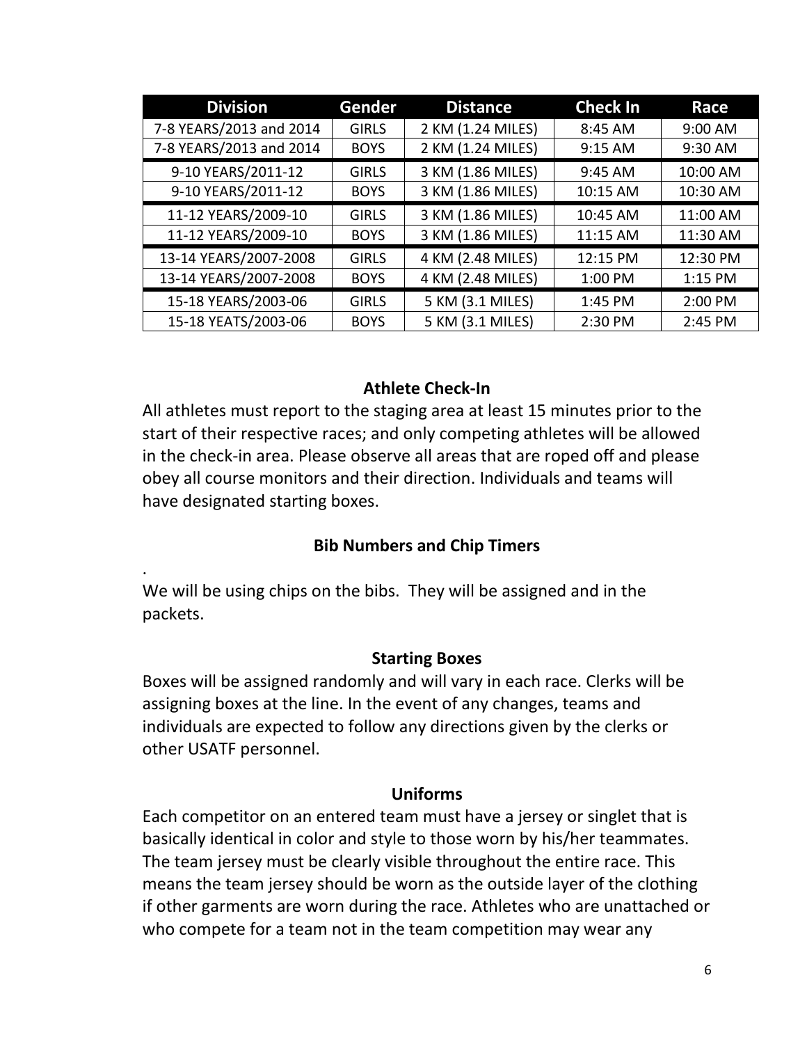| Division | Gender | Distance | Check In | Race |
|---|---|---|---|---|
| 7-8 YEARS/2013 and 2014 | GIRLS | 2 KM (1.24 MILES) | 8:45 AM | 9:00 AM |
| 7-8 YEARS/2013 and 2014 | BOYS | 2 KM (1.24 MILES) | 9:15 AM | 9:30 AM |
| 9-10 YEARS/2011-12 | GIRLS | 3 KM (1.86 MILES) | 9:45 AM | 10:00 AM |
| 9-10 YEARS/2011-12 | BOYS | 3 KM (1.86 MILES) | 10:15 AM | 10:30 AM |
| 11-12 YEARS/2009-10 | GIRLS | 3 KM (1.86 MILES) | 10:45 AM | 11:00 AM |
| 11-12 YEARS/2009-10 | BOYS | 3 KM (1.86 MILES) | 11:15 AM | 11:30 AM |
| 13-14 YEARS/2007-2008 | GIRLS | 4 KM (2.48 MILES) | 12:15 PM | 12:30 PM |
| 13-14 YEARS/2007-2008 | BOYS | 4 KM (2.48 MILES) | 1:00 PM | 1:15 PM |
| 15-18 YEARS/2003-06 | GIRLS | 5 KM (3.1 MILES) | 1:45 PM | 2:00 PM |
| 15-18 YEATS/2003-06 | BOYS | 5 KM (3.1 MILES) | 2:30 PM | 2:45 PM |

**Athlete Check-In**

All athletes must report to the staging area at least 15 minutes prior to the start of their respective races; and only competing athletes will be allowed in the check-in area. Please observe all areas that are roped off and please obey all course monitors and their direction. Individuals and teams will have designated starting boxes.

**Bib Numbers and Chip Timers**

.
We will be using chips on the bibs. They will be assigned and in the packets.

**Starting Boxes**

Boxes will be assigned randomly and will vary in each race. Clerks will be assigning boxes at the line. In the event of any changes, teams and individuals are expected to follow any directions given by the clerks or other USATF personnel.

**Uniforms**

Each competitor on an entered team must have a jersey or singlet that is basically identical in color and style to those worn by his/her teammates. The team jersey must be clearly visible throughout the entire race. This means the team jersey should be worn as the outside layer of the clothing if other garments are worn during the race. Athletes who are unattached or who compete for a team not in the team competition may wear any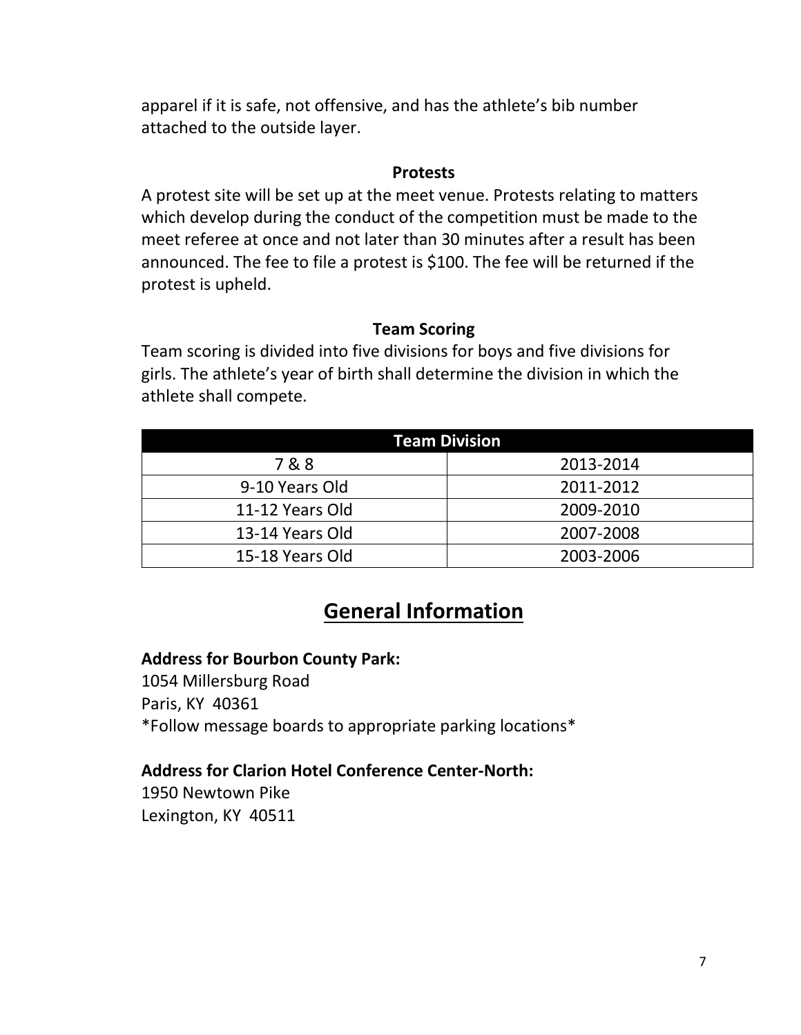apparel if it is safe, not offensive, and has the athlete's bib number attached to the outside layer.

### Protests

A protest site will be set up at the meet venue. Protests relating to matters which develop during the conduct of the competition must be made to the meet referee at once and not later than 30 minutes after a result has been announced. The fee to file a protest is $100. The fee will be returned if the protest is upheld.

### Team Scoring

Team scoring is divided into five divisions for boys and five divisions for girls. The athlete's year of birth shall determine the division in which the athlete shall compete.

| Team Division | |
|---|---|
| 7 & 8 | 2013-2014 |
| 9-10 Years Old | 2011-2012 |
| 11-12 Years Old | 2009-2010 |
| 13-14 Years Old | 2007-2008 |
| 15-18 Years Old | 2003-2006 |

## General Information

**Address for Bourbon County Park:**
1054 Millersburg Road
Paris, KY 40361
*Follow message boards to appropriate parking locations*

**Address for Clarion Hotel Conference Center-North:**
1950 Newtown Pike
Lexington, KY 40511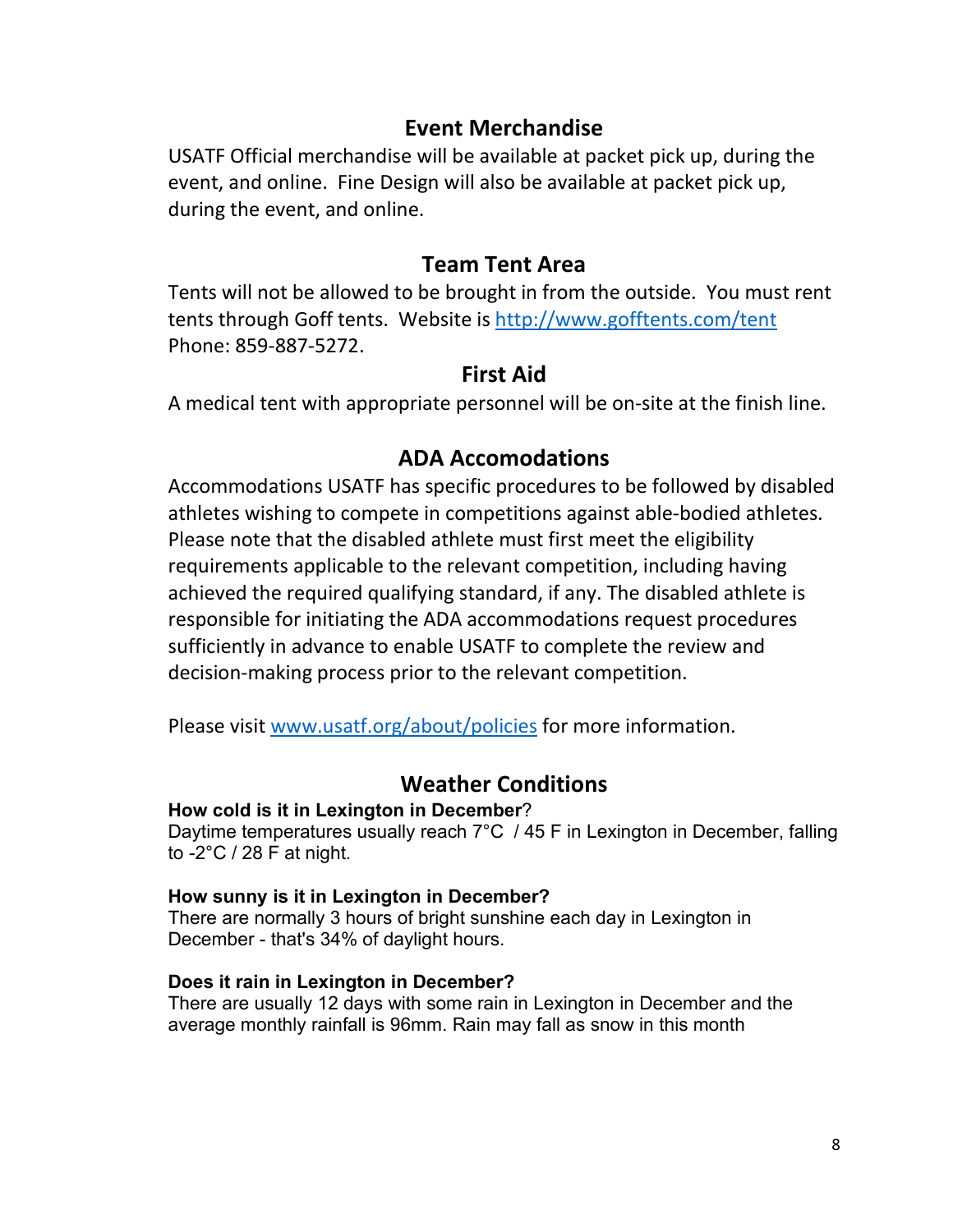## Event Merchandise

USATF Official merchandise will be available at packet pick up, during the event, and online. Fine Design will also be available at packet pick up, during the event, and online.

## Team Tent Area

Tents will not be allowed to be brought in from the outside. You must rent tents through Goff tents. Website is [http://www.gofftents.com/tent](http://www.gofftents.com/tent) Phone: 859-887-5272.

## First Aid

A medical tent with appropriate personnel will be on-site at the finish line.

## ADA Accomodations

Accommodations USATF has specific procedures to be followed by disabled athletes wishing to compete in competitions against able-bodied athletes. Please note that the disabled athlete must first meet the eligibility requirements applicable to the relevant competition, including having achieved the required qualifying standard, if any. The disabled athlete is responsible for initiating the ADA accommodations request procedures sufficiently in advance to enable USATF to complete the review and decision-making process prior to the relevant competition.

Please visit [www.usatf.org/about/policies](www.usatf.org/about/policies) for more information.

## Weather Conditions

**How cold is it in Lexington in December**?
Daytime temperatures usually reach 7°C / 45 F in Lexington in December, falling to -2°C / 28 F at night.

**How sunny is it in Lexington in December?**
There are normally 3 hours of bright sunshine each day in Lexington in December - that's 34% of daylight hours.

**Does it rain in Lexington in December?**
There are usually 12 days with some rain in Lexington in December and the average monthly rainfall is 96mm. Rain may fall as snow in this month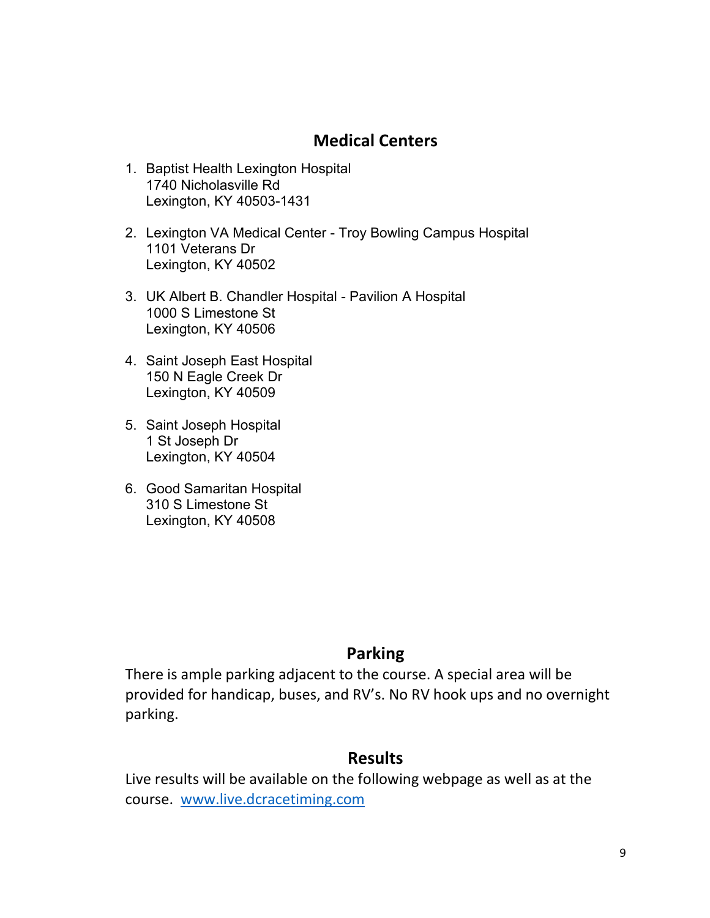## Medical Centers

1. Baptist Health Lexington Hospital
   1740 Nicholasville Rd
   Lexington, KY 40503-1431

2. Lexington VA Medical Center - Troy Bowling Campus Hospital
   1101 Veterans Dr
   Lexington, KY 40502

3. UK Albert B. Chandler Hospital - Pavilion A Hospital
   1000 S Limestone St
   Lexington, KY 40506

4. Saint Joseph East Hospital
   150 N Eagle Creek Dr
   Lexington, KY 40509

5. Saint Joseph Hospital
   1 St Joseph Dr
   Lexington, KY 40504

6. Good Samaritan Hospital
   310 S Limestone St
   Lexington, KY 40508

## Parking

There is ample parking adjacent to the course. A special area will be provided for handicap, buses, and RV's. No RV hook ups and no overnight parking.

## Results

Live results will be available on the following webpage as well as at the course. [www.live.dcracetiming.com](http://www.live.dcracetiming.com)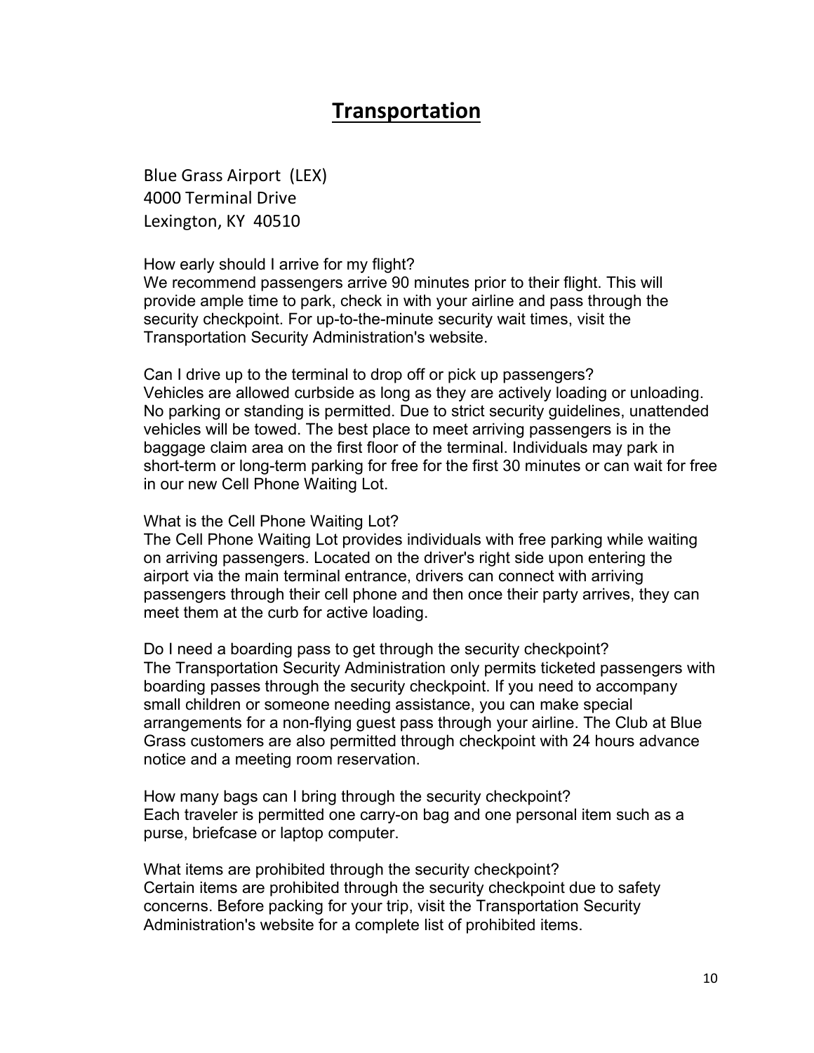# Transportation

Blue Grass Airport (LEX)
4000 Terminal Drive
Lexington, KY 40510

How early should I arrive for my flight?
We recommend passengers arrive 90 minutes prior to their flight. This will provide ample time to park, check in with your airline and pass through the security checkpoint. For up-to-the-minute security wait times, visit the Transportation Security Administration's website.

Can I drive up to the terminal to drop off or pick up passengers?
Vehicles are allowed curbside as long as they are actively loading or unloading. No parking or standing is permitted. Due to strict security guidelines, unattended vehicles will be towed. The best place to meet arriving passengers is in the baggage claim area on the first floor of the terminal. Individuals may park in short-term or long-term parking for free for the first 30 minutes or can wait for free in our new Cell Phone Waiting Lot.

What is the Cell Phone Waiting Lot?
The Cell Phone Waiting Lot provides individuals with free parking while waiting on arriving passengers. Located on the driver's right side upon entering the airport via the main terminal entrance, drivers can connect with arriving passengers through their cell phone and then once their party arrives, they can meet them at the curb for active loading.

Do I need a boarding pass to get through the security checkpoint?
The Transportation Security Administration only permits ticketed passengers with boarding passes through the security checkpoint. If you need to accompany small children or someone needing assistance, you can make special arrangements for a non-flying guest pass through your airline. The Club at Blue Grass customers are also permitted through checkpoint with 24 hours advance notice and a meeting room reservation.

How many bags can I bring through the security checkpoint?
Each traveler is permitted one carry-on bag and one personal item such as a purse, briefcase or laptop computer.

What items are prohibited through the security checkpoint?
Certain items are prohibited through the security checkpoint due to safety concerns. Before packing for your trip, visit the Transportation Security Administration's website for a complete list of prohibited items.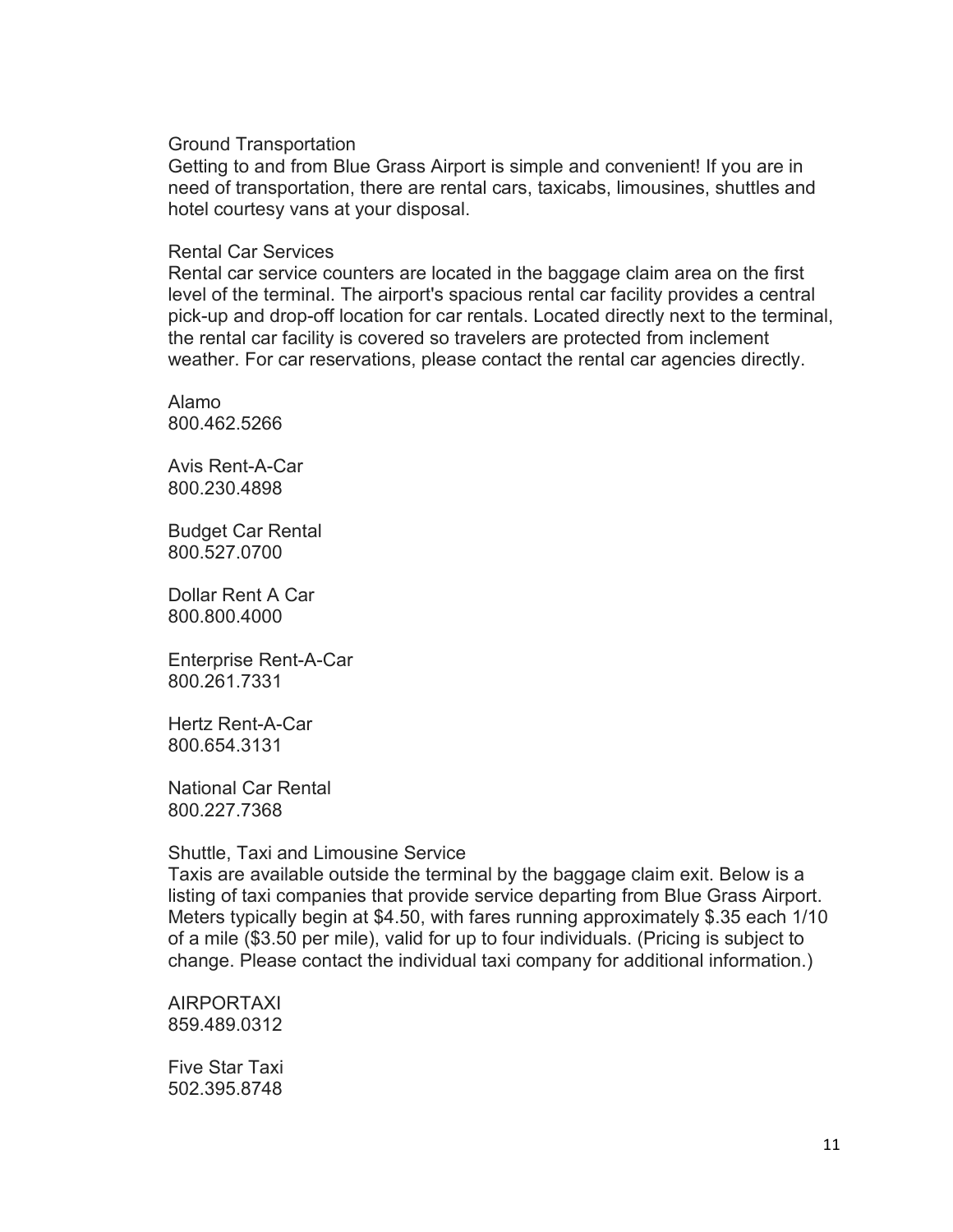## Ground Transportation

Getting to and from Blue Grass Airport is simple and convenient! If you are in need of transportation, there are rental cars, taxicabs, limousines, shuttles and hotel courtesy vans at your disposal.

### Rental Car Services

Rental car service counters are located in the baggage claim area on the first level of the terminal. The airport's spacious rental car facility provides a central pick-up and drop-off location for car rentals. Located directly next to the terminal, the rental car facility is covered so travelers are protected from inclement weather. For car reservations, please contact the rental car agencies directly.

Alamo
800.462.5266

Avis Rent-A-Car
800.230.4898

Budget Car Rental
800.527.0700

Dollar Rent A Car
800.800.4000

Enterprise Rent-A-Car
800.261.7331

Hertz Rent-A-Car
800.654.3131

National Car Rental
800.227.7368

### Shuttle, Taxi and Limousine Service

Taxis are available outside the terminal by the baggage claim exit. Below is a listing of taxi companies that provide service departing from Blue Grass Airport. Meters typically begin at $4.50, with fares running approximately $.35 each 1/10 of a mile ($3.50 per mile), valid for up to four individuals. (Pricing is subject to change. Please contact the individual taxi company for additional information.)

AIRPORTAXI
859.489.0312

Five Star Taxi
502.395.8748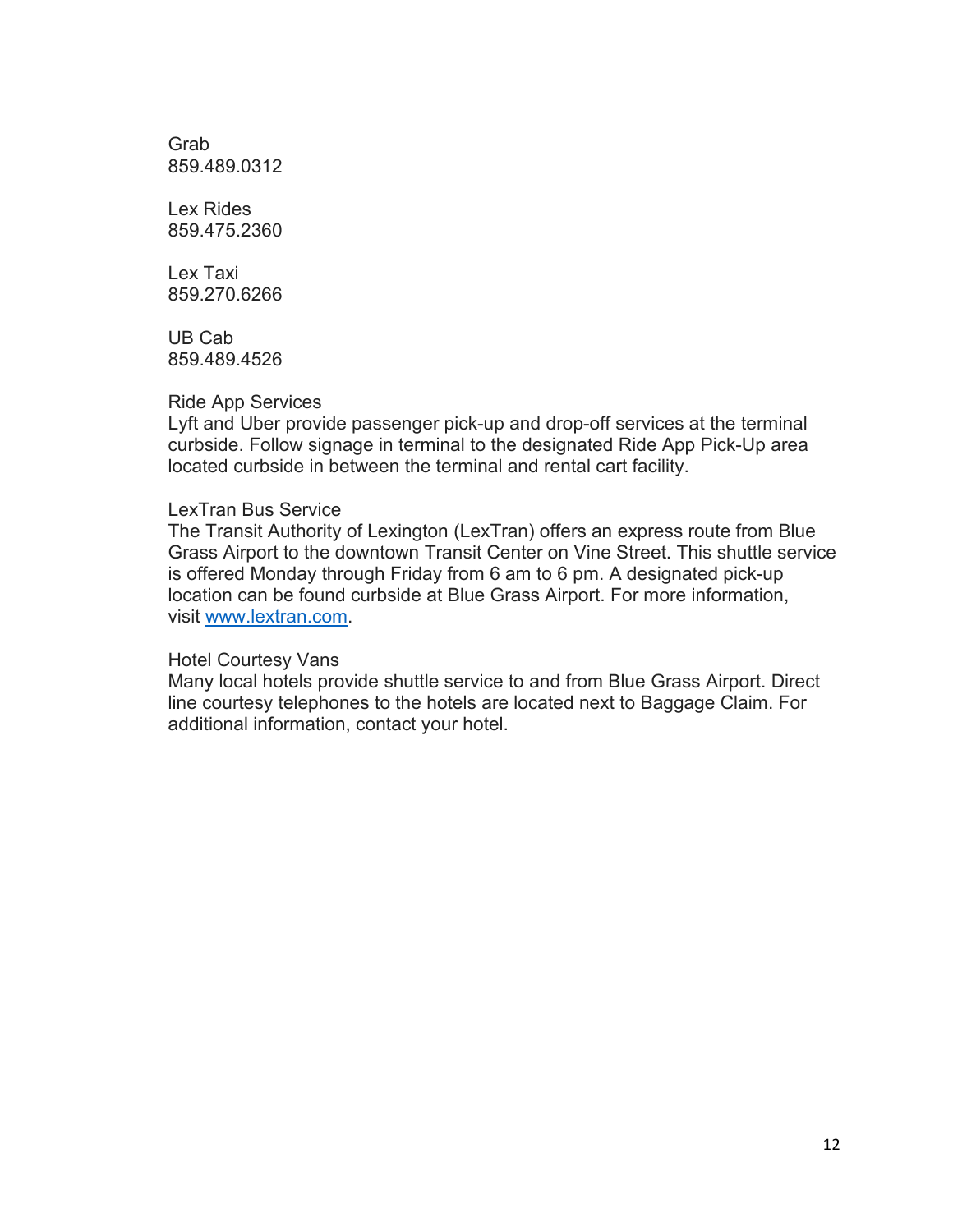Grab
859.489.0312

Lex Rides
859.475.2360

Lex Taxi
859.270.6266

UB Cab
859.489.4526

Ride App Services
Lyft and Uber provide passenger pick-up and drop-off services at the terminal curbside. Follow signage in terminal to the designated Ride App Pick-Up area located curbside in between the terminal and rental cart facility.

LexTran Bus Service
The Transit Authority of Lexington (LexTran) offers an express route from Blue Grass Airport to the downtown Transit Center on Vine Street. This shuttle service is offered Monday through Friday from 6 am to 6 pm. A designated pick-up location can be found curbside at Blue Grass Airport. For more information, visit [www.lextran.com](http://www.lextran.com).

Hotel Courtesy Vans
Many local hotels provide shuttle service to and from Blue Grass Airport. Direct line courtesy telephones to the hotels are located next to Baggage Claim. For additional information, contact your hotel.